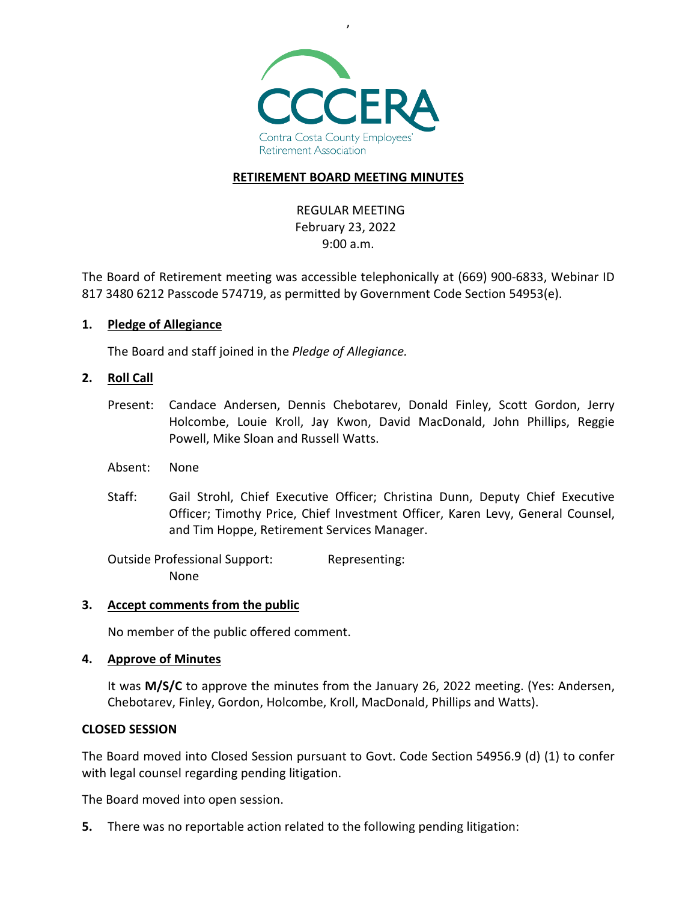CCCERA

Contra Costa County Employees' Retirement Association

# RETIREMENT BOARD MEETING MINUTES

REGULAR MEETING
February 23, 2022
9:00 a.m.

The Board of Retirement meeting was accessible telephonically at (669) 900-6833, Webinar ID 817 3480 6212 Passcode 574719, as permitted by Government Code Section 54953(e).

**1. Pledge of Allegiance**

The Board and staff joined in the *Pledge of Allegiance.*

**2. Roll Call**

Present: Candace Andersen, Dennis Chebotarev, Donald Finley, Scott Gordon, Jerry Holcombe, Louie Kroll, Jay Kwon, David MacDonald, John Phillips, Reggie Powell, Mike Sloan and Russell Watts.

Absent: None

Staff: Gail Strohl, Chief Executive Officer; Christina Dunn, Deputy Chief Executive Officer; Timothy Price, Chief Investment Officer, Karen Levy, General Counsel, and Tim Hoppe, Retirement Services Manager.

Outside Professional Support: Representing:
None

**3. Accept comments from the public**

No member of the public offered comment.

**4. Approve of Minutes**

It was **M/S/C** to approve the minutes from the January 26, 2022 meeting. (Yes: Andersen, Chebotarev, Finley, Gordon, Holcombe, Kroll, MacDonald, Phillips and Watts).

**CLOSED SESSION**

The Board moved into Closed Session pursuant to Govt. Code Section 54956.9 (d) (1) to confer with legal counsel regarding pending litigation.

The Board moved into open session.

**5.** There was no reportable action related to the following pending litigation: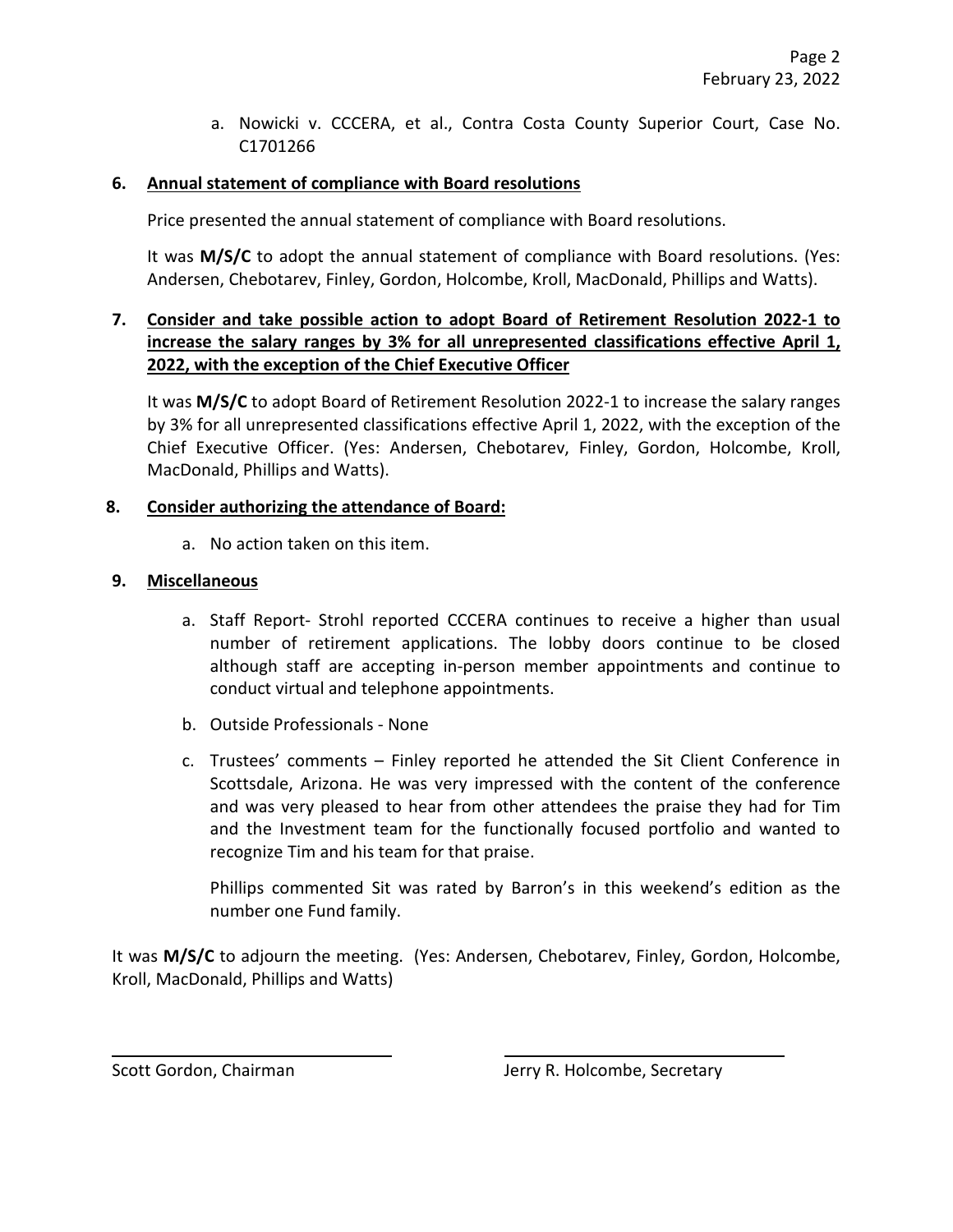a. Nowicki v. CCCERA, et al., Contra Costa County Superior Court, Case No. C1701266

6. **Annual statement of compliance with Board resolutions**

   Price presented the annual statement of compliance with Board resolutions.

   It was **M/S/C** to adopt the annual statement of compliance with Board resolutions. (Yes: Andersen, Chebotarev, Finley, Gordon, Holcombe, Kroll, MacDonald, Phillips and Watts).

7. **Consider and take possible action to adopt Board of Retirement Resolution 2022-1 to increase the salary ranges by 3% for all unrepresented classifications effective April 1, 2022, with the exception of the Chief Executive Officer**

   It was **M/S/C** to adopt Board of Retirement Resolution 2022-1 to increase the salary ranges by 3% for all unrepresented classifications effective April 1, 2022, with the exception of the Chief Executive Officer. (Yes: Andersen, Chebotarev, Finley, Gordon, Holcombe, Kroll, MacDonald, Phillips and Watts).

8. **Consider authorizing the attendance of Board:**

   a. No action taken on this item.

9. **Miscellaneous**

   a. Staff Report- Strohl reported CCCERA continues to receive a higher than usual number of retirement applications. The lobby doors continue to be closed although staff are accepting in-person member appointments and continue to conduct virtual and telephone appointments.

   b. Outside Professionals - None

   c. Trustees' comments – Finley reported he attended the Sit Client Conference in Scottsdale, Arizona. He was very impressed with the content of the conference and was very pleased to hear from other attendees the praise they had for Tim and the Investment team for the functionally focused portfolio and wanted to recognize Tim and his team for that praise.

      Phillips commented Sit was rated by Barron's in this weekend's edition as the number one Fund family.

It was **M/S/C** to adjourn the meeting. (Yes: Andersen, Chebotarev, Finley, Gordon, Holcombe, Kroll, MacDonald, Phillips and Watts)

Scott Gordon, Chairman

Jerry R. Holcombe, Secretary